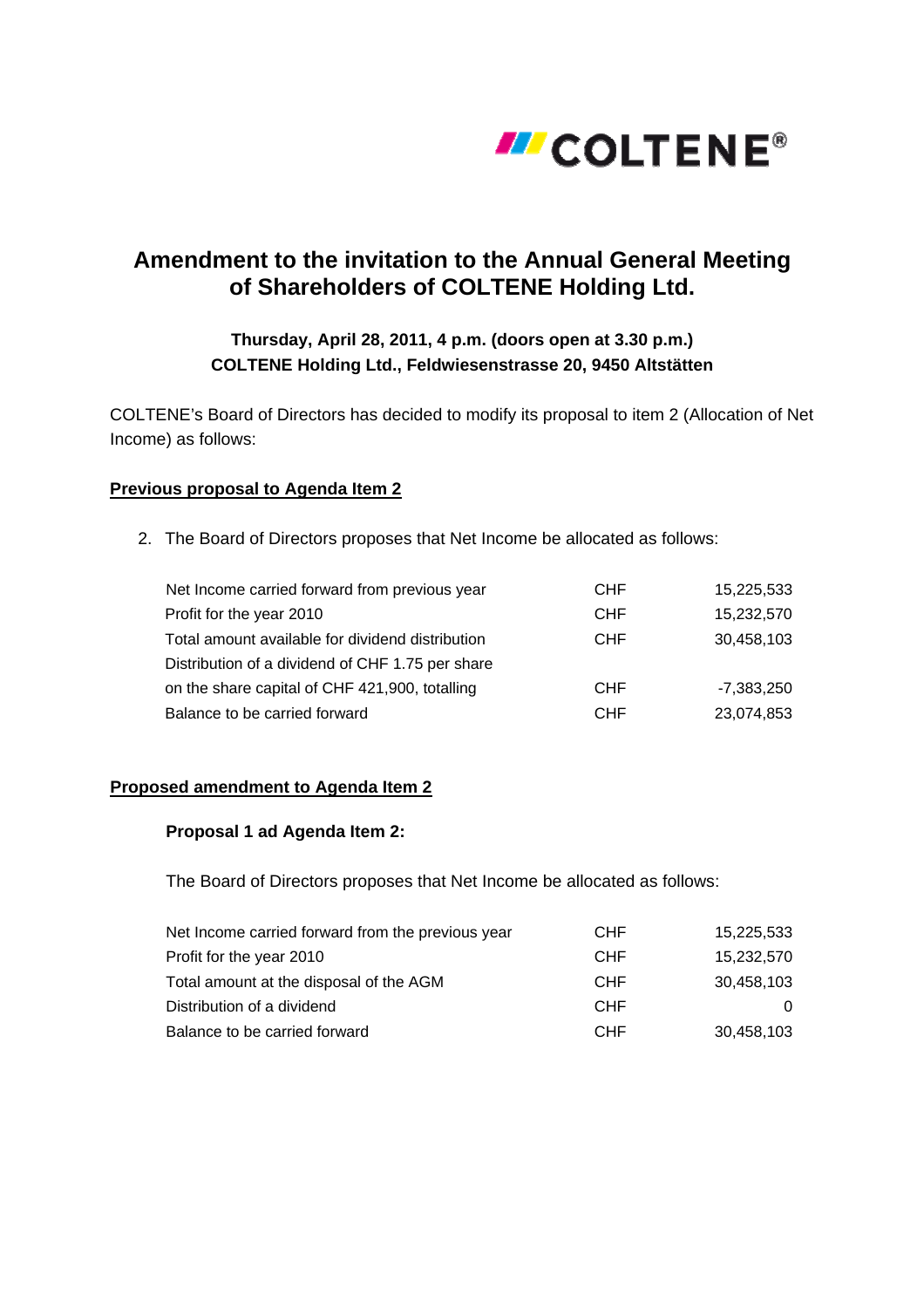# Amendment to the invitation to the Annual General Meeting of Shareholders of COLTENE Holding Ltd.

**Thursday, April 28, 2011, 4 p.m. (doors open at 3.30 p.m.)**
**COLTENE Holding Ltd., Feldwiesenstrasse 20, 9450 Altstätten**

COLTENE's Board of Directors has decided to modify its proposal to item 2 (Allocation of Net Income) as follows:

**Previous proposal to Agenda Item 2**

2. The Board of Directors proposes that Net Income be allocated as follows:

| | | |
|---|---|---|
| Net Income carried forward from previous year | CHF | 15,225,533 |
| Profit for the year 2010 | CHF | 15,232,570 |
| Total amount available for dividend distribution | CHF | 30,458,103 |
| Distribution of a dividend of CHF 1.75 per share on the share capital of CHF 421,900, totalling | CHF | -7,383,250 |
| Balance to be carried forward | CHF | 23,074,853 |

**Proposed amendment to Agenda Item 2**

**Proposal 1 ad Agenda Item 2:**

The Board of Directors proposes that Net Income be allocated as follows:

| | | |
|---|---|---|
| Net Income carried forward from the previous year | CHF | 15,225,533 |
| Profit for the year 2010 | CHF | 15,232,570 |
| Total amount at the disposal of the AGM | CHF | 30,458,103 |
| Distribution of a dividend | CHF | 0 |
| Balance to be carried forward | CHF | 30,458,103 |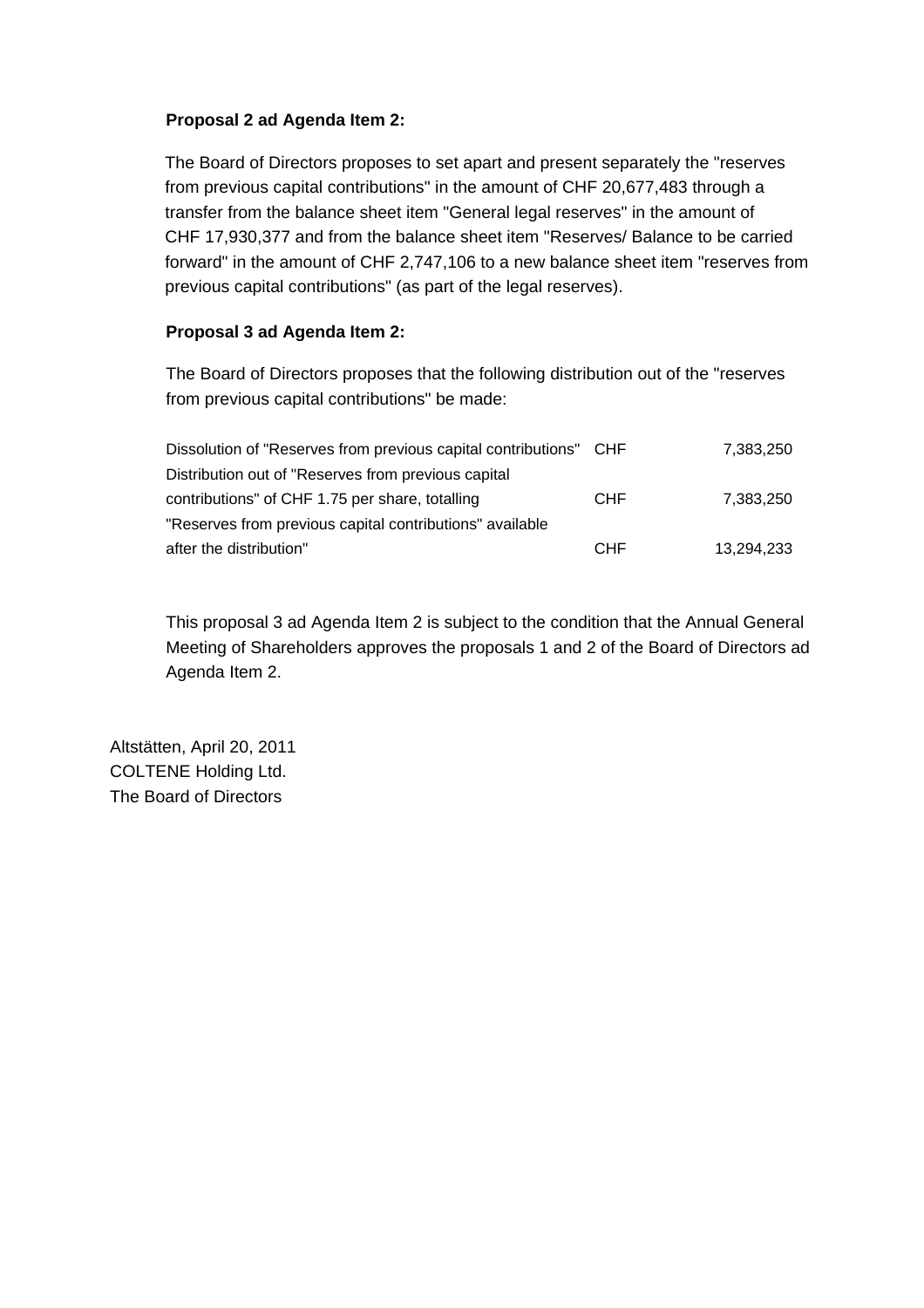**Proposal 2 ad Agenda Item 2:**

The Board of Directors proposes to set apart and present separately the "reserves from previous capital contributions" in the amount of CHF 20,677,483 through a transfer from the balance sheet item "General legal reserves" in the amount of CHF 17,930,377 and from the balance sheet item "Reserves/ Balance to be carried forward" in the amount of CHF 2,747,106 to a new balance sheet item "reserves from previous capital contributions" (as part of the legal reserves).

**Proposal 3 ad Agenda Item 2:**

The Board of Directors proposes that the following distribution out of the "reserves from previous capital contributions" be made:

| | | |
|---|---|---|
| Dissolution of "Reserves from previous capital contributions" | CHF | 7,383,250 |
| Distribution out of "Reserves from previous capital contributions" of CHF 1.75 per share, totalling | CHF | 7,383,250 |
| "Reserves from previous capital contributions" available after the distribution" | CHF | 13,294,233 |

This proposal 3 ad Agenda Item 2 is subject to the condition that the Annual General Meeting of Shareholders approves the proposals 1 and 2 of the Board of Directors ad Agenda Item 2.

Altstätten, April 20, 2011
COLTENE Holding Ltd.
The Board of Directors